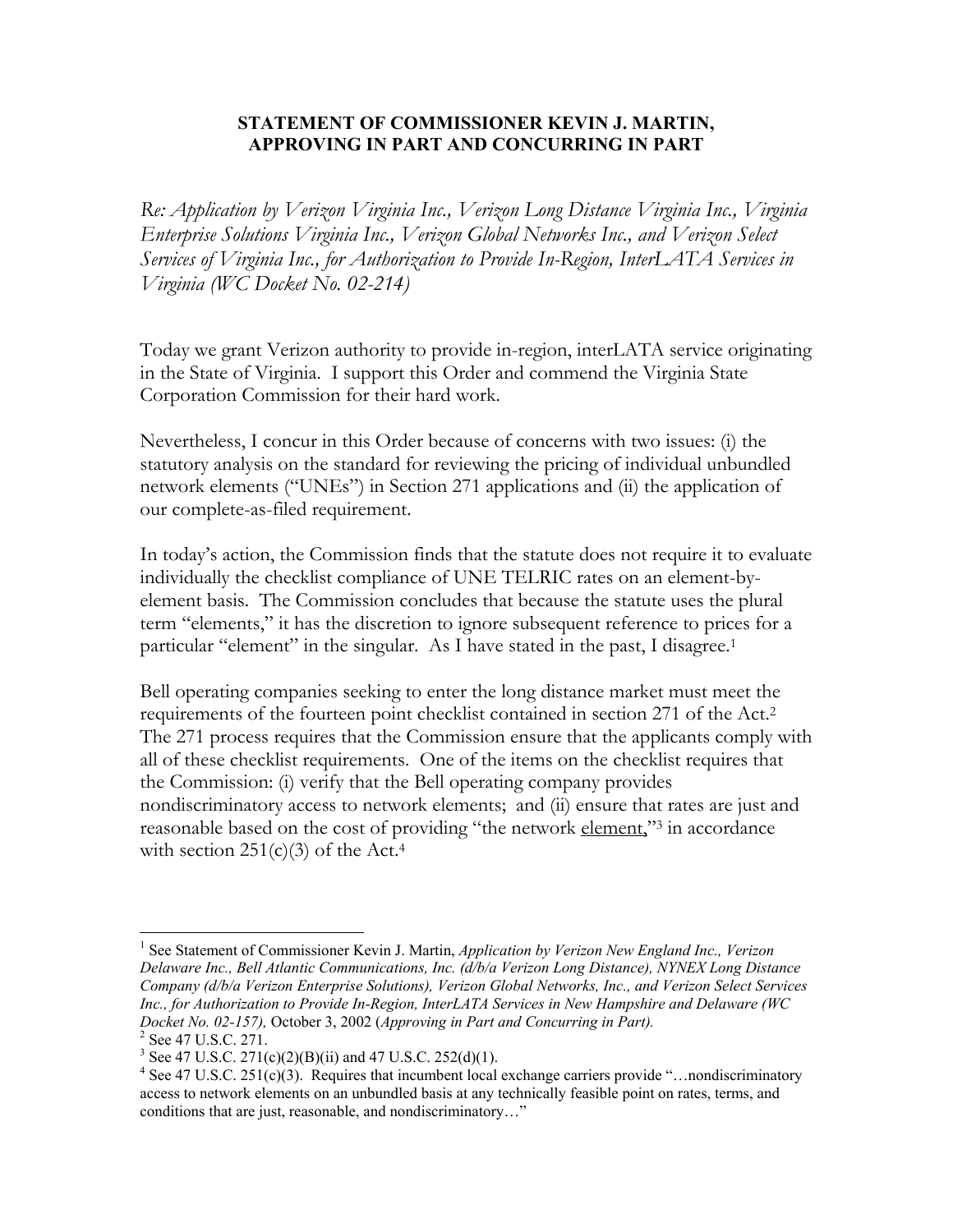**STATEMENT OF COMMISSIONER KEVIN J. MARTIN,
APPROVING IN PART AND CONCURRING IN PART**

*Re: Application by Verizon Virginia Inc., Verizon Long Distance Virginia Inc., Virginia Enterprise Solutions Virginia Inc., Verizon Global Networks Inc., and Verizon Select Services of Virginia Inc., for Authorization to Provide In-Region, InterLATA Services in Virginia (WC Docket No. 02-214)*

Today we grant Verizon authority to provide in-region, interLATA service originating in the State of Virginia. I support this Order and commend the Virginia State Corporation Commission for their hard work.

Nevertheless, I concur in this Order because of concerns with two issues: (i) the statutory analysis on the standard for reviewing the pricing of individual unbundled network elements ("UNEs") in Section 271 applications and (ii) the application of our complete-as-filed requirement.

In today's action, the Commission finds that the statute does not require it to evaluate individually the checklist compliance of UNE TELRIC rates on an element-by-element basis. The Commission concludes that because the statute uses the plural term "elements," it has the discretion to ignore subsequent reference to prices for a particular "element" in the singular. As I have stated in the past, I disagree.[1]

Bell operating companies seeking to enter the long distance market must meet the requirements of the fourteen point checklist contained in section 271 of the Act.[2] The 271 process requires that the Commission ensure that the applicants comply with all of these checklist requirements. One of the items on the checklist requires that the Commission: (i) verify that the Bell operating company provides nondiscriminatory access to network elements; and (ii) ensure that rates are just and reasonable based on the cost of providing "the network <u>element</u>,"[3] in accordance with section 251(c)(3) of the Act.[4]

---

[1] See Statement of Commissioner Kevin J. Martin, *Application by Verizon New England Inc., Verizon Delaware Inc., Bell Atlantic Communications, Inc. (d/b/a Verizon Long Distance), NYNEX Long Distance Company (d/b/a Verizon Enterprise Solutions), Verizon Global Networks, Inc., and Verizon Select Services Inc., for Authorization to Provide In-Region, InterLATA Services in New Hampshire and Delaware (WC Docket No. 02-157),* October 3, 2002 (*Approving in Part and Concurring in Part).*

[2] See 47 U.S.C. 271.

[3] See 47 U.S.C. 271(c)(2)(B)(ii) and 47 U.S.C. 252(d)(1).

[4] See 47 U.S.C. 251(c)(3). Requires that incumbent local exchange carriers provide "…nondiscriminatory access to network elements on an unbundled basis at any technically feasible point on rates, terms, and conditions that are just, reasonable, and nondiscriminatory…"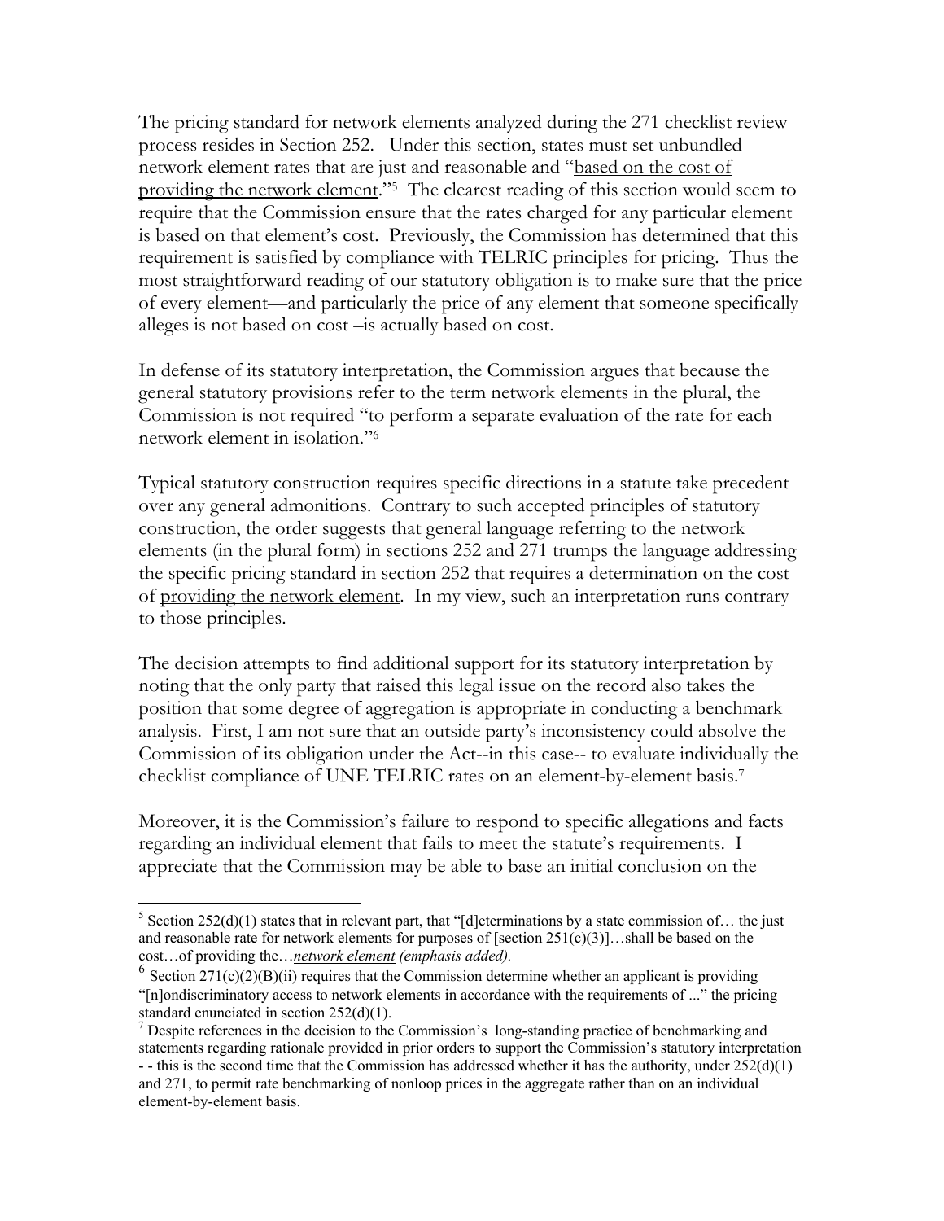The pricing standard for network elements analyzed during the 271 checklist review process resides in Section 252. Under this section, states must set unbundled network element rates that are just and reasonable and "based on the cost of providing the network element."[5] The clearest reading of this section would seem to require that the Commission ensure that the rates charged for any particular element is based on that element's cost. Previously, the Commission has determined that this requirement is satisfied by compliance with TELRIC principles for pricing. Thus the most straightforward reading of our statutory obligation is to make sure that the price of every element—and particularly the price of any element that someone specifically alleges is not based on cost –is actually based on cost.

In defense of its statutory interpretation, the Commission argues that because the general statutory provisions refer to the term network elements in the plural, the Commission is not required "to perform a separate evaluation of the rate for each network element in isolation."[6]

Typical statutory construction requires specific directions in a statute take precedent over any general admonitions. Contrary to such accepted principles of statutory construction, the order suggests that general language referring to the network elements (in the plural form) in sections 252 and 271 trumps the language addressing the specific pricing standard in section 252 that requires a determination on the cost of providing the network element. In my view, such an interpretation runs contrary to those principles.

The decision attempts to find additional support for its statutory interpretation by noting that the only party that raised this legal issue on the record also takes the position that some degree of aggregation is appropriate in conducting a benchmark analysis. First, I am not sure that an outside party's inconsistency could absolve the Commission of its obligation under the Act--in this case-- to evaluate individually the checklist compliance of UNE TELRIC rates on an element-by-element basis.[7]

Moreover, it is the Commission's failure to respond to specific allegations and facts regarding an individual element that fails to meet the statute's requirements. I appreciate that the Commission may be able to base an initial conclusion on the

---

[5] Section 252(d)(1) states that in relevant part, that "[d]eterminations by a state commission of… the just and reasonable rate for network elements for purposes of [section 251(c)(3)]…shall be based on the cost…of providing the…***network element*** *(emphasis added).*

[6] Section 271(c)(2)(B)(ii) requires that the Commission determine whether an applicant is providing "[n]ondiscriminatory access to network elements in accordance with the requirements of ..." the pricing standard enunciated in section 252(d)(1).

[7] Despite references in the decision to the Commission's long-standing practice of benchmarking and statements regarding rationale provided in prior orders to support the Commission's statutory interpretation - - this is the second time that the Commission has addressed whether it has the authority, under 252(d)(1) and 271, to permit rate benchmarking of nonloop prices in the aggregate rather than on an individual element-by-element basis.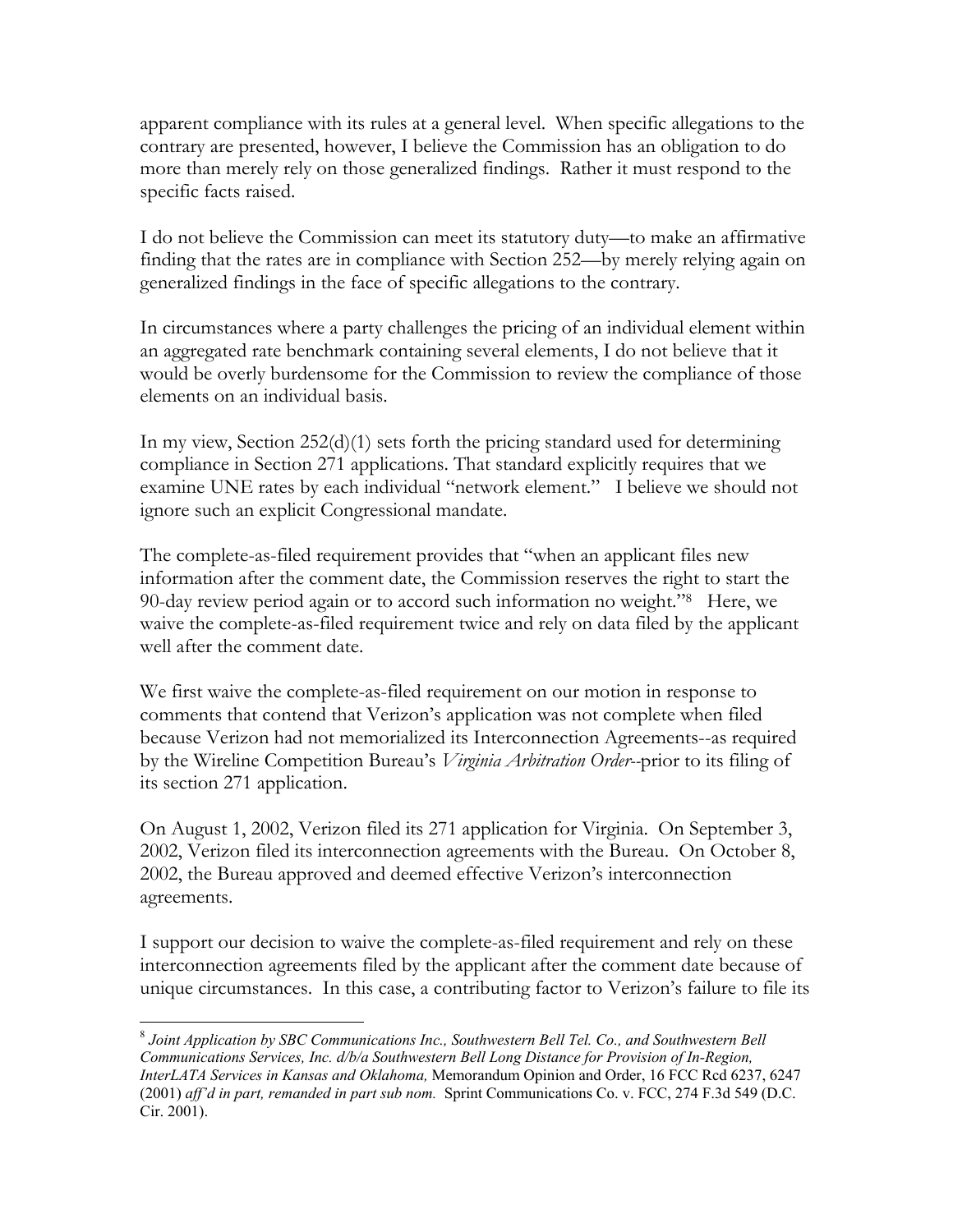apparent compliance with its rules at a general level. When specific allegations to the contrary are presented, however, I believe the Commission has an obligation to do more than merely rely on those generalized findings. Rather it must respond to the specific facts raised.

I do not believe the Commission can meet its statutory duty—to make an affirmative finding that the rates are in compliance with Section 252—by merely relying again on generalized findings in the face of specific allegations to the contrary.

In circumstances where a party challenges the pricing of an individual element within an aggregated rate benchmark containing several elements, I do not believe that it would be overly burdensome for the Commission to review the compliance of those elements on an individual basis.

In my view, Section 252(d)(1) sets forth the pricing standard used for determining compliance in Section 271 applications. That standard explicitly requires that we examine UNE rates by each individual "network element." I believe we should not ignore such an explicit Congressional mandate.

The complete-as-filed requirement provides that "when an applicant files new information after the comment date, the Commission reserves the right to start the 90-day review period again or to accord such information no weight."[8] Here, we waive the complete-as-filed requirement twice and rely on data filed by the applicant well after the comment date.

We first waive the complete-as-filed requirement on our motion in response to comments that contend that Verizon's application was not complete when filed because Verizon had not memorialized its Interconnection Agreements--as required by the Wireline Competition Bureau's *Virginia Arbitration Order*--prior to its filing of its section 271 application.

On August 1, 2002, Verizon filed its 271 application for Virginia. On September 3, 2002, Verizon filed its interconnection agreements with the Bureau. On October 8, 2002, the Bureau approved and deemed effective Verizon's interconnection agreements.

I support our decision to waive the complete-as-filed requirement and rely on these interconnection agreements filed by the applicant after the comment date because of unique circumstances. In this case, a contributing factor to Verizon's failure to file its

---

[8] *Joint Application by SBC Communications Inc., Southwestern Bell Tel. Co., and Southwestern Bell Communications Services, Inc. d/b/a Southwestern Bell Long Distance for Provision of In-Region, InterLATA Services in Kansas and Oklahoma,* Memorandum Opinion and Order, 16 FCC Rcd 6237, 6247 (2001) *aff'd in part, remanded in part sub nom.* Sprint Communications Co. v. FCC, 274 F.3d 549 (D.C. Cir. 2001).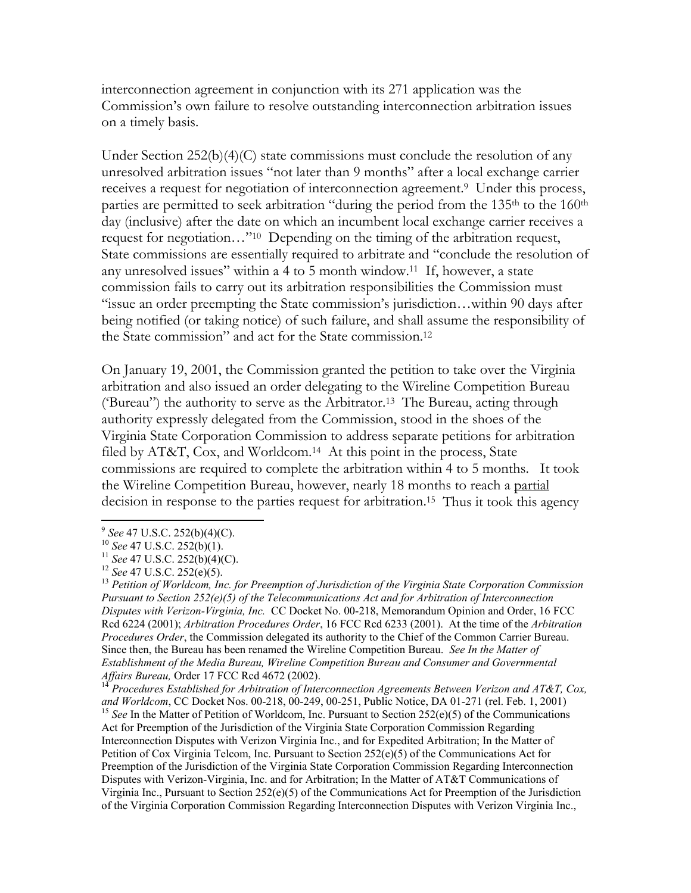interconnection agreement in conjunction with its 271 application was the Commission's own failure to resolve outstanding interconnection arbitration issues on a timely basis.

Under Section 252(b)(4)(C) state commissions must conclude the resolution of any unresolved arbitration issues "not later than 9 months" after a local exchange carrier receives a request for negotiation of interconnection agreement.[9] Under this process, parties are permitted to seek arbitration "during the period from the 135th to the 160th day (inclusive) after the date on which an incumbent local exchange carrier receives a request for negotiation…"[10] Depending on the timing of the arbitration request, State commissions are essentially required to arbitrate and "conclude the resolution of any unresolved issues" within a 4 to 5 month window.[11] If, however, a state commission fails to carry out its arbitration responsibilities the Commission must "issue an order preempting the State commission's jurisdiction…within 90 days after being notified (or taking notice) of such failure, and shall assume the responsibility of the State commission" and act for the State commission.[12]

On January 19, 2001, the Commission granted the petition to take over the Virginia arbitration and also issued an order delegating to the Wireline Competition Bureau ('Bureau") the authority to serve as the Arbitrator.[13] The Bureau, acting through authority expressly delegated from the Commission, stood in the shoes of the Virginia State Corporation Commission to address separate petitions for arbitration filed by AT&T, Cox, and Worldcom.[14] At this point in the process, State commissions are required to complete the arbitration within 4 to 5 months. It took the Wireline Competition Bureau, however, nearly 18 months to reach a <u>partial</u> decision in response to the parties request for arbitration.[15] Thus it took this agency

---

[9] *See* 47 U.S.C. 252(b)(4)(C).

[10] *See* 47 U.S.C. 252(b)(1).

[11] *See* 47 U.S.C. 252(b)(4)(C).

[12] *See* 47 U.S.C. 252(e)(5).

[13] *Petition of Worldcom, Inc. for Preemption of Jurisdiction of the Virginia State Corporation Commission Pursuant to Section 252(e)(5) of the Telecommunications Act and for Arbitration of Interconnection Disputes with Verizon-Virginia, Inc.* CC Docket No. 00-218, Memorandum Opinion and Order, 16 FCC Rcd 6224 (2001); *Arbitration Procedures Order*, 16 FCC Rcd 6233 (2001). At the time of the *Arbitration Procedures Order*, the Commission delegated its authority to the Chief of the Common Carrier Bureau. Since then, the Bureau has been renamed the Wireline Competition Bureau. *See In the Matter of Establishment of the Media Bureau, Wireline Competition Bureau and Consumer and Governmental Affairs Bureau,* Order 17 FCC Rcd 4672 (2002).

[14] *Procedures Established for Arbitration of Interconnection Agreements Between Verizon and AT&T, Cox, and Worldcom*, CC Docket Nos. 00-218, 00-249, 00-251, Public Notice, DA 01-271 (rel. Feb. 1, 2001)

[15] *See* In the Matter of Petition of Worldcom, Inc. Pursuant to Section 252(e)(5) of the Communications Act for Preemption of the Jurisdiction of the Virginia State Corporation Commission Regarding Interconnection Disputes with Verizon Virginia Inc., and for Expedited Arbitration; In the Matter of Petition of Cox Virginia Telcom, Inc. Pursuant to Section 252(e)(5) of the Communications Act for Preemption of the Jurisdiction of the Virginia State Corporation Commission Regarding Interconnection Disputes with Verizon-Virginia, Inc. and for Arbitration; In the Matter of AT&T Communications of Virginia Inc., Pursuant to Section 252(e)(5) of the Communications Act for Preemption of the Jurisdiction of the Virginia Corporation Commission Regarding Interconnection Disputes with Verizon Virginia Inc.,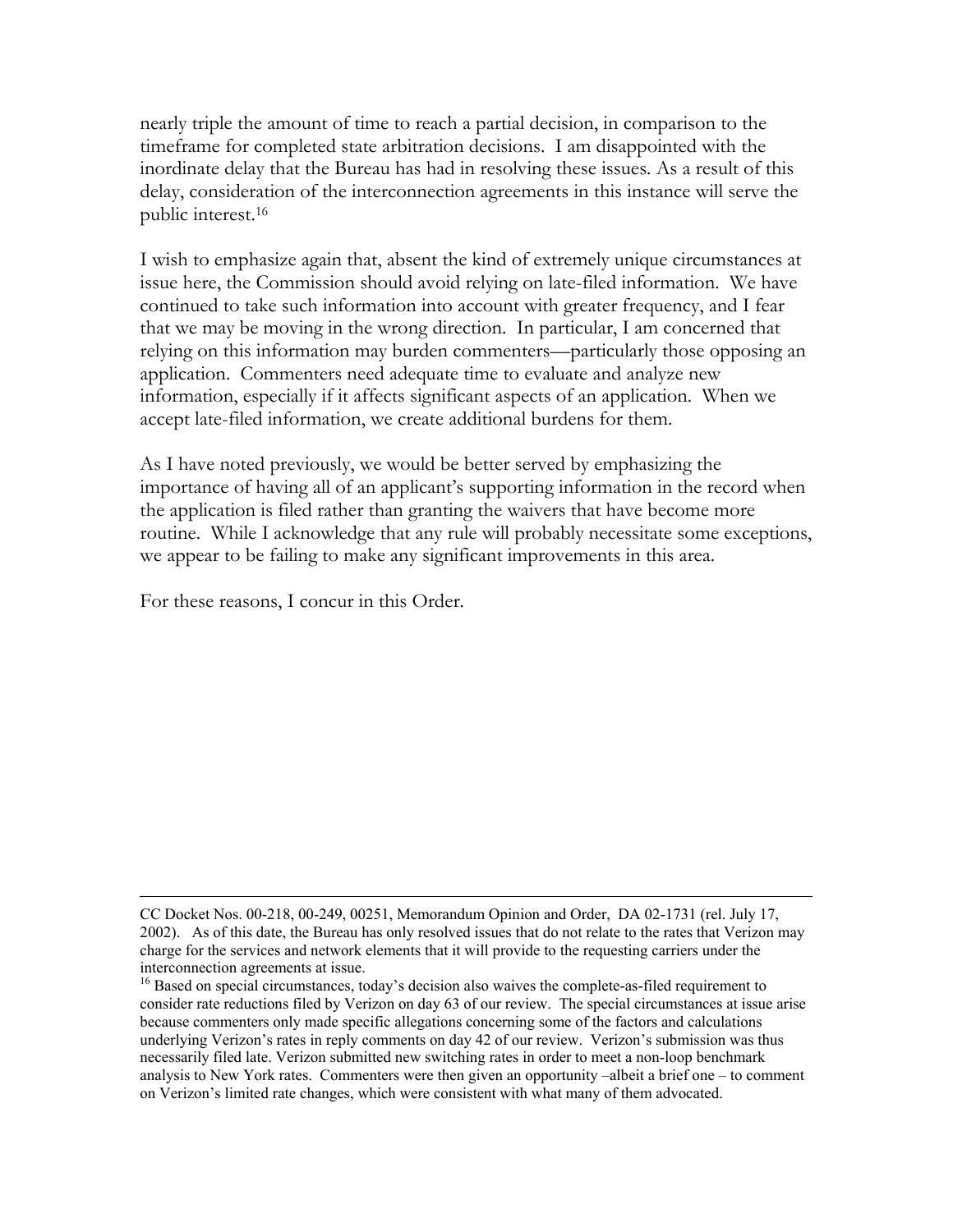nearly triple the amount of time to reach a partial decision, in comparison to the timeframe for completed state arbitration decisions. I am disappointed with the inordinate delay that the Bureau has had in resolving these issues. As a result of this delay, consideration of the interconnection agreements in this instance will serve the public interest.[16]

I wish to emphasize again that, absent the kind of extremely unique circumstances at issue here, the Commission should avoid relying on late-filed information. We have continued to take such information into account with greater frequency, and I fear that we may be moving in the wrong direction. In particular, I am concerned that relying on this information may burden commenters—particularly those opposing an application. Commenters need adequate time to evaluate and analyze new information, especially if it affects significant aspects of an application. When we accept late-filed information, we create additional burdens for them.

As I have noted previously, we would be better served by emphasizing the importance of having all of an applicant's supporting information in the record when the application is filed rather than granting the waivers that have become more routine. While I acknowledge that any rule will probably necessitate some exceptions, we appear to be failing to make any significant improvements in this area.

For these reasons, I concur in this Order.

---

CC Docket Nos. 00-218, 00-249, 00251, Memorandum Opinion and Order, DA 02-1731 (rel. July 17, 2002). As of this date, the Bureau has only resolved issues that do not relate to the rates that Verizon may charge for the services and network elements that it will provide to the requesting carriers under the interconnection agreements at issue.

[16] Based on special circumstances, today's decision also waives the complete-as-filed requirement to consider rate reductions filed by Verizon on day 63 of our review. The special circumstances at issue arise because commenters only made specific allegations concerning some of the factors and calculations underlying Verizon's rates in reply comments on day 42 of our review. Verizon's submission was thus necessarily filed late. Verizon submitted new switching rates in order to meet a non-loop benchmark analysis to New York rates. Commenters were then given an opportunity –albeit a brief one – to comment on Verizon's limited rate changes, which were consistent with what many of them advocated.